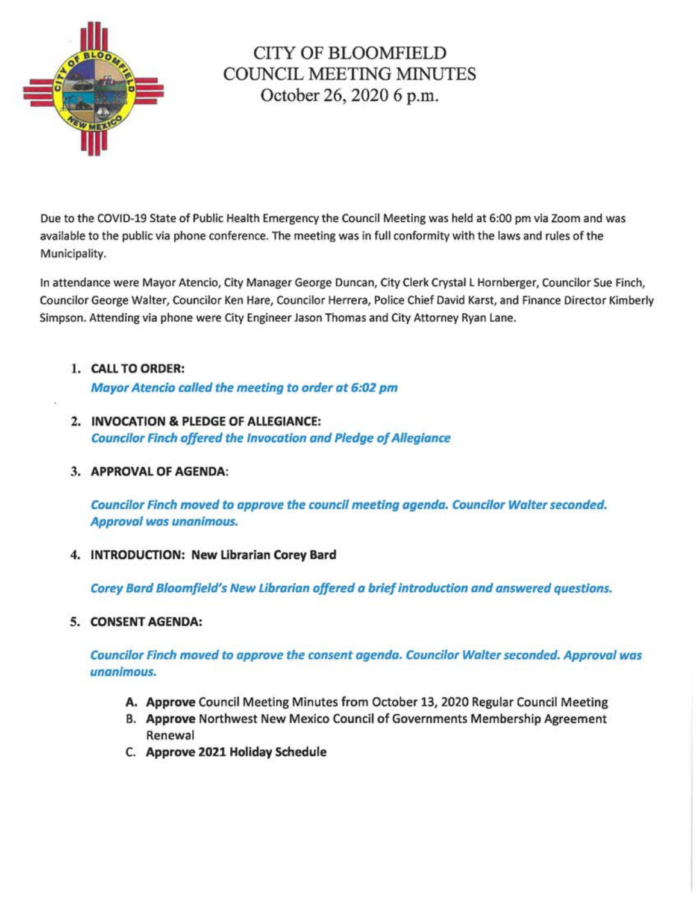# CITY OF BLOOMFIELD
## COUNCIL MEETING MINUTES
October 26, 2020 6 p.m.

Due to the COVID-19 State of Public Health Emergency the Council Meeting was held at 6:00 pm via Zoom and was available to the public via phone conference. The meeting was in full conformity with the laws and rules of the Municipality.

In attendance were Mayor Atencio, City Manager George Duncan, City Clerk Crystal L Hornberger, Councilor Sue Finch, Councilor George Walter, Councilor Ken Hare, Councilor Herrera, Police Chief David Karst, and Finance Director Kimberly Simpson. Attending via phone were City Engineer Jason Thomas and City Attorney Ryan Lane.

1. **CALL TO ORDER:**
   ***Mayor Atencio called the meeting to order at 6:02 pm***

2. **INVOCATION & PLEDGE OF ALLEGIANCE:**
   ***Councilor Finch offered the Invocation and Pledge of Allegiance***

3. **APPROVAL OF AGENDA:**

   ***Councilor Finch moved to approve the council meeting agenda. Councilor Walter seconded. Approval was unanimous.***

4. **INTRODUCTION: New Librarian Corey Bard**

   ***Corey Bard Bloomfield's New Librarian offered a brief introduction and answered questions.***

5. **CONSENT AGENDA:**

   ***Councilor Finch moved to approve the consent agenda. Councilor Walter seconded. Approval was unanimous.***

   A. **Approve** Council Meeting Minutes from October 13, 2020 Regular Council Meeting
   B. **Approve** Northwest New Mexico Council of Governments Membership Agreement Renewal
   C. **Approve 2021 Holiday Schedule**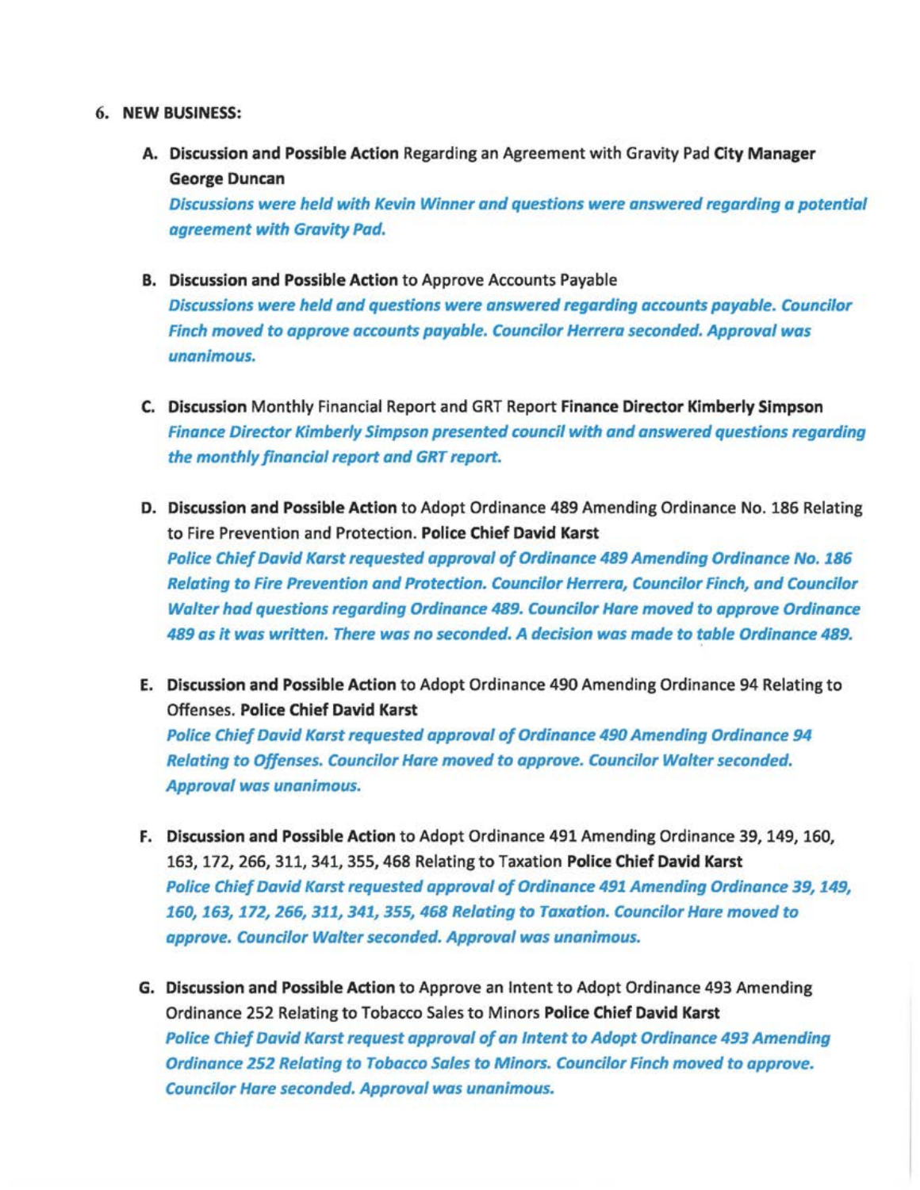6. **NEW BUSINESS:**

   A. **Discussion and Possible Action** Regarding an Agreement with Gravity Pad **City Manager George Duncan**
   ***Discussions were held with Kevin Winner and questions were answered regarding a potential agreement with Gravity Pad.***

   B. **Discussion and Possible Action** to Approve Accounts Payable
   ***Discussions were held and questions were answered regarding accounts payable. Councilor Finch moved to approve accounts payable. Councilor Herrera seconded. Approval was unanimous.***

   C. **Discussion** Monthly Financial Report and GRT Report **Finance Director Kimberly Simpson**
   ***Finance Director Kimberly Simpson presented council with and answered questions regarding the monthly financial report and GRT report.***

   D. **Discussion and Possible Action** to Adopt Ordinance 489 Amending Ordinance No. 186 Relating to Fire Prevention and Protection. **Police Chief David Karst**
   ***Police Chief David Karst requested approval of Ordinance 489 Amending Ordinance No. 186 Relating to Fire Prevention and Protection. Councilor Herrera, Councilor Finch, and Councilor Walter had questions regarding Ordinance 489. Councilor Hare moved to approve Ordinance 489 as it was written. There was no seconded. A decision was made to table Ordinance 489.***

   E. **Discussion and Possible Action** to Adopt Ordinance 490 Amending Ordinance 94 Relating to Offenses. **Police Chief David Karst**
   ***Police Chief David Karst requested approval of Ordinance 490 Amending Ordinance 94 Relating to Offenses. Councilor Hare moved to approve. Councilor Walter seconded. Approval was unanimous.***

   F. **Discussion and Possible Action** to Adopt Ordinance 491 Amending Ordinance 39, 149, 160, 163, 172, 266, 311, 341, 355, 468 Relating to Taxation **Police Chief David Karst**
   ***Police Chief David Karst requested approval of Ordinance 491 Amending Ordinance 39, 149, 160, 163, 172, 266, 311, 341, 355, 468 Relating to Taxation. Councilor Hare moved to approve. Councilor Walter seconded. Approval was unanimous.***

   G. **Discussion and Possible Action** to Approve an Intent to Adopt Ordinance 493 Amending Ordinance 252 Relating to Tobacco Sales to Minors **Police Chief David Karst**
   ***Police Chief David Karst request approval of an Intent to Adopt Ordinance 493 Amending Ordinance 252 Relating to Tobacco Sales to Minors. Councilor Finch moved to approve. Councilor Hare seconded. Approval was unanimous.***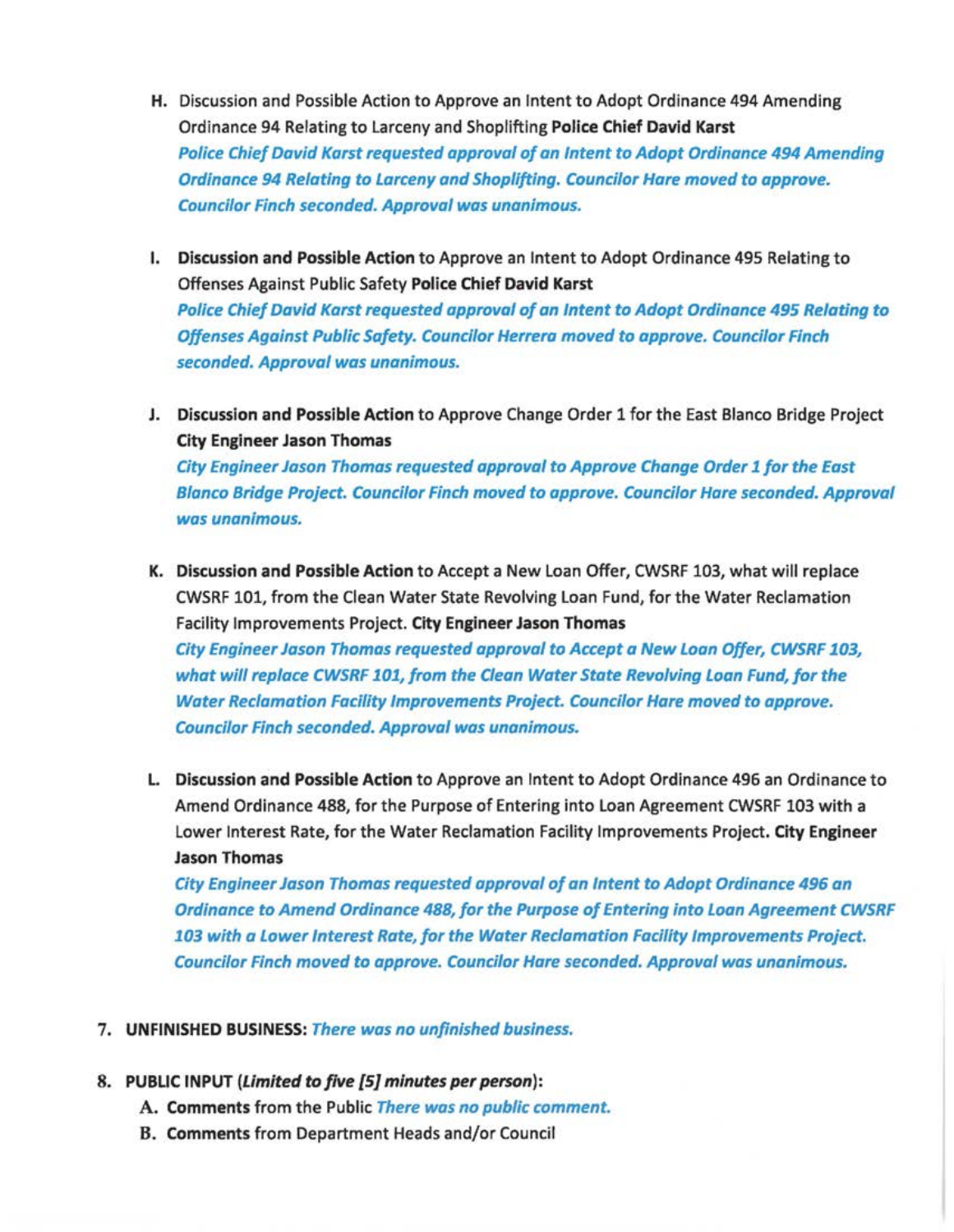H. Discussion and Possible Action to Approve an Intent to Adopt Ordinance 494 Amending Ordinance 94 Relating to Larceny and Shoplifting **Police Chief David Karst**
   ***Police Chief David Karst requested approval of an Intent to Adopt Ordinance 494 Amending Ordinance 94 Relating to Larceny and Shoplifting. Councilor Hare moved to approve. Councilor Finch seconded. Approval was unanimous.***

I. **Discussion and Possible Action** to Approve an Intent to Adopt Ordinance 495 Relating to Offenses Against Public Safety **Police Chief David Karst**
   ***Police Chief David Karst requested approval of an Intent to Adopt Ordinance 495 Relating to Offenses Against Public Safety. Councilor Herrera moved to approve. Councilor Finch seconded. Approval was unanimous.***

J. **Discussion and Possible Action** to Approve Change Order 1 for the East Blanco Bridge Project **City Engineer Jason Thomas**
   ***City Engineer Jason Thomas requested approval to Approve Change Order 1 for the East Blanco Bridge Project. Councilor Finch moved to approve. Councilor Hare seconded. Approval was unanimous.***

K. **Discussion and Possible Action** to Accept a New Loan Offer, CWSRF 103, what will replace CWSRF 101, from the Clean Water State Revolving Loan Fund, for the Water Reclamation Facility Improvements Project. **City Engineer Jason Thomas**
   ***City Engineer Jason Thomas requested approval to Accept a New Loan Offer, CWSRF 103, what will replace CWSRF 101, from the Clean Water State Revolving Loan Fund, for the Water Reclamation Facility Improvements Project. Councilor Hare moved to approve. Councilor Finch seconded. Approval was unanimous.***

L. **Discussion and Possible Action** to Approve an Intent to Adopt Ordinance 496 an Ordinance to Amend Ordinance 488, for the Purpose of Entering into Loan Agreement CWSRF 103 with a Lower Interest Rate, for the Water Reclamation Facility Improvements Project. **City Engineer Jason Thomas**
   ***City Engineer Jason Thomas requested approval of an Intent to Adopt Ordinance 496 an Ordinance to Amend Ordinance 488, for the Purpose of Entering into Loan Agreement CWSRF 103 with a Lower Interest Rate, for the Water Reclamation Facility Improvements Project. Councilor Finch moved to approve. Councilor Hare seconded. Approval was unanimous.***

7. **UNFINISHED BUSINESS:** ***There was no unfinished business.***

8. **PUBLIC INPUT (*Limited to five [5] minutes per person*):**
   A. **Comments** from the Public ***There was no public comment.***
   B. **Comments** from Department Heads and/or Council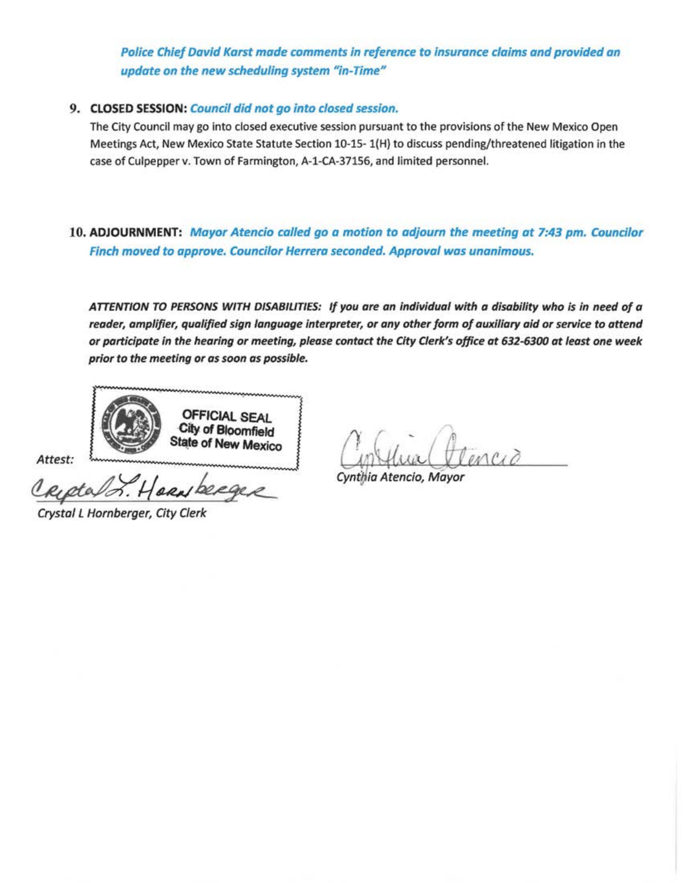***Police Chief David Karst made comments in reference to insurance claims and provided an update on the new scheduling system "in-Time"***

9. **CLOSED SESSION:** ***Council did not go into closed session.***

   The City Council may go into closed executive session pursuant to the provisions of the New Mexico Open Meetings Act, New Mexico State Statute Section 10-15- 1(H) to discuss pending/threatened litigation in the case of Culpepper v. Town of Farmington, A-1-CA-37156, and limited personnel.

10. **ADJOURNMENT:** ***Mayor Atencio called go a motion to adjourn the meeting at 7:43 pm. Councilor Finch moved to approve. Councilor Herrera seconded. Approval was unanimous.***

***ATTENTION TO PERSONS WITH DISABILITIES:** If you are an individual with a disability who is in need of a reader, amplifier, qualified sign language interpreter, or any other form of auxiliary aid or service to attend or participate in the hearing or meeting, please contact the City Clerk's office at 632-6300 at least one week prior to the meeting or as soon as possible.*

OFFICIAL SEAL
City of Bloomfield
State of New Mexico

*Attest:*

*Crystal L Hornberger, City Clerk*

*Cynthia Atencio, Mayor*